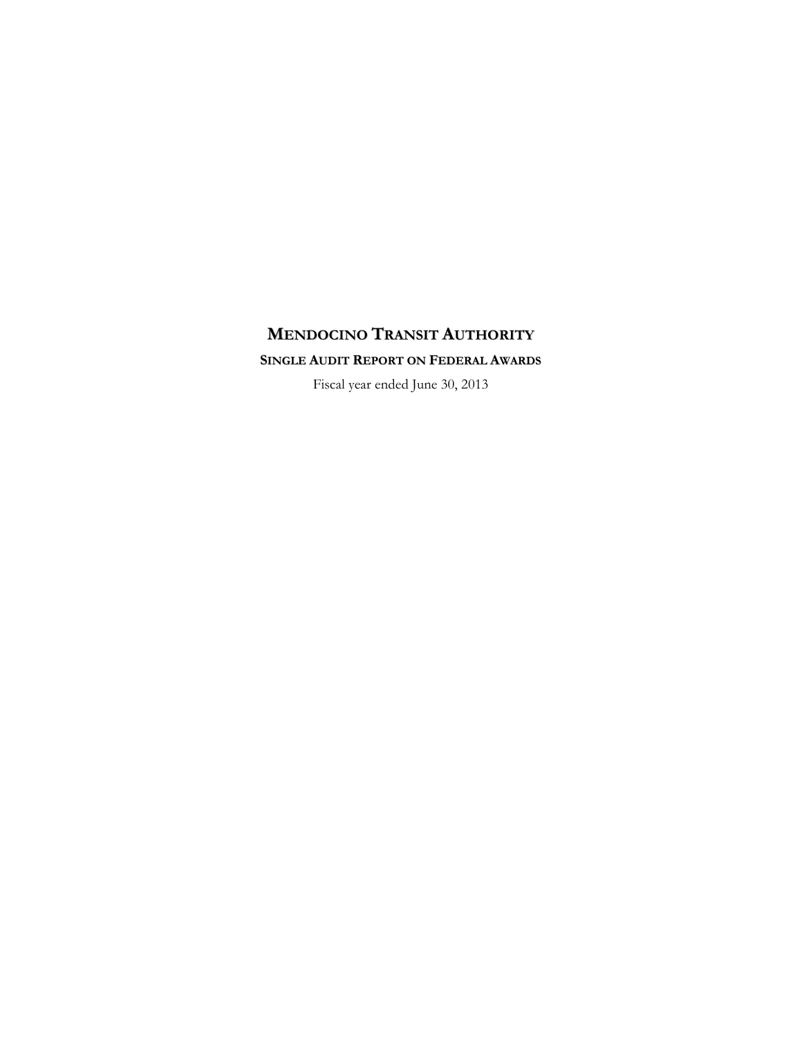# MENDOCINO TRANSIT AUTHORITY

## SINGLE AUDIT REPORT ON FEDERAL AWARDS

Fiscal year ended June 30, 2013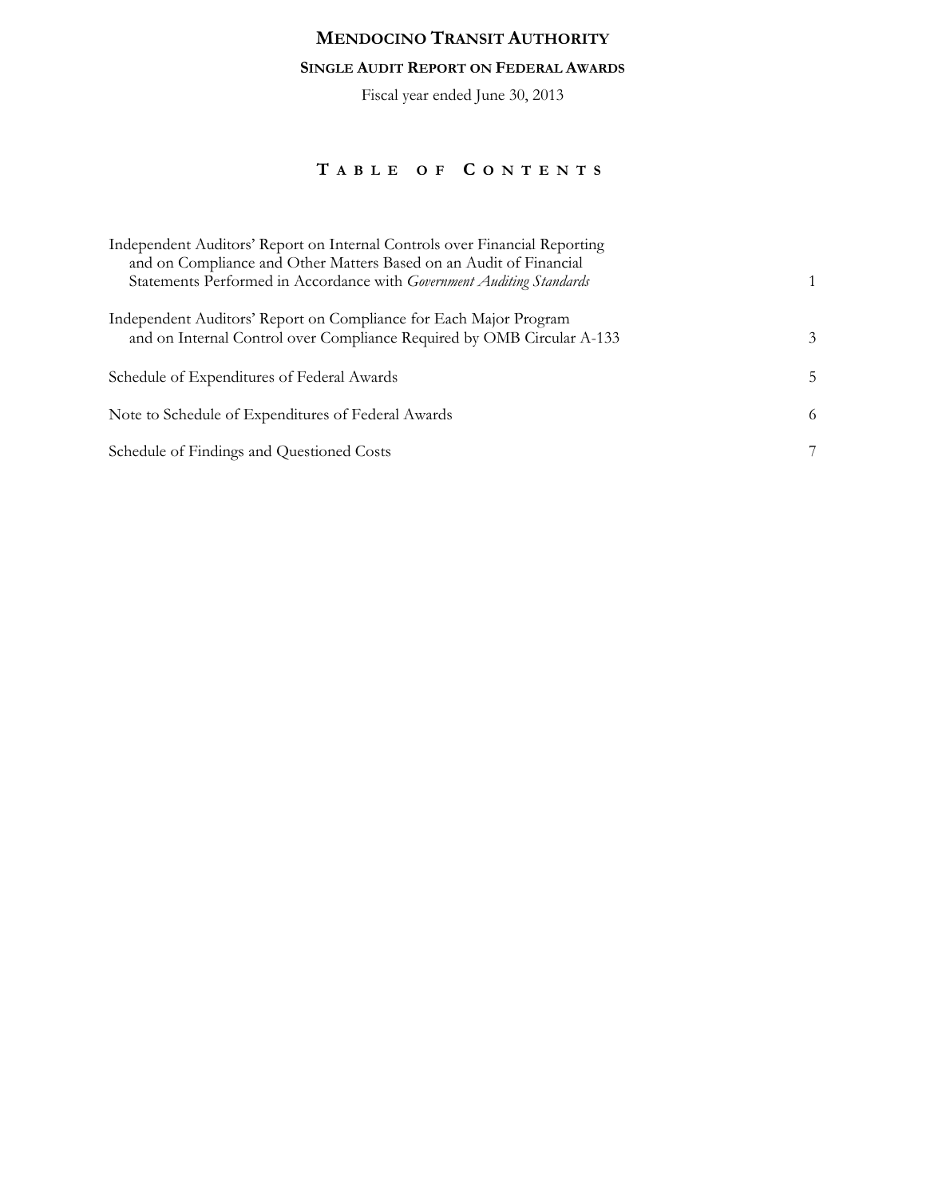# MENDOCINO TRANSIT AUTHORITY

## SINGLE AUDIT REPORT ON FEDERAL AWARDS

Fiscal year ended June 30, 2013

## TABLE OF CONTENTS

| | |
|---|---|
| Independent Auditors' Report on Internal Controls over Financial Reporting and on Compliance and Other Matters Based on an Audit of Financial Statements Performed in Accordance with *Government Auditing Standards* | 1 |
| Independent Auditors' Report on Compliance for Each Major Program and on Internal Control over Compliance Required by OMB Circular A-133 | 3 |
| Schedule of Expenditures of Federal Awards | 5 |
| Note to Schedule of Expenditures of Federal Awards | 6 |
| Schedule of Findings and Questioned Costs | 7 |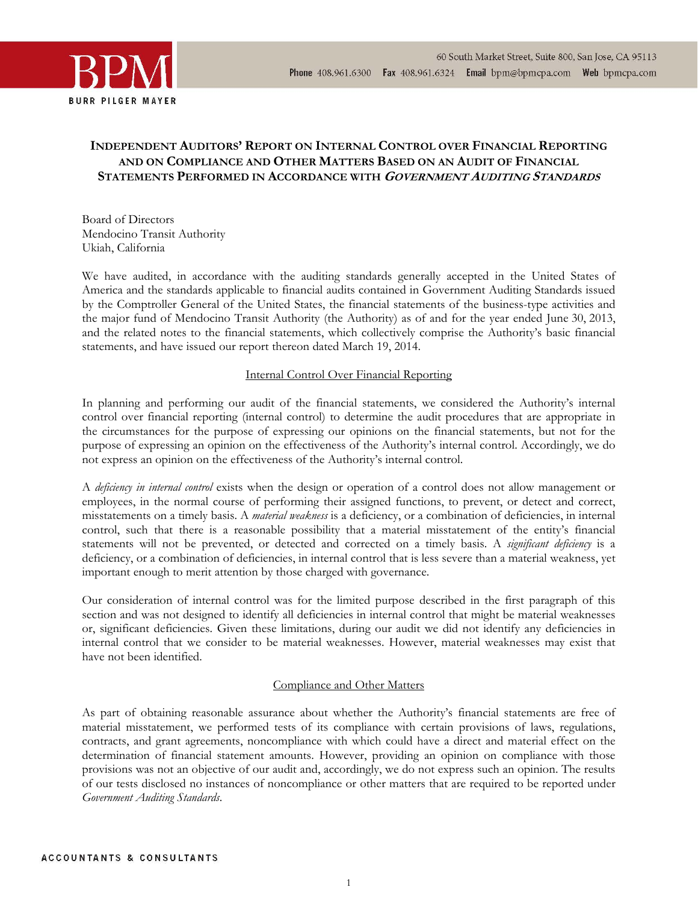BPM

BURR PILGER MAYER

60 South Market Street, Suite 800, San Jose, CA 95113
**Phone** 408.961.6300 **Fax** 408.961.6324 **Email** bpm@bpmcpa.com **Web** bpmcpa.com

## INDEPENDENT AUDITORS' REPORT ON INTERNAL CONTROL OVER FINANCIAL REPORTING AND ON COMPLIANCE AND OTHER MATTERS BASED ON AN AUDIT OF FINANCIAL STATEMENTS PERFORMED IN ACCORDANCE WITH *GOVERNMENT AUDITING STANDARDS*

Board of Directors
Mendocino Transit Authority
Ukiah, California

We have audited, in accordance with the auditing standards generally accepted in the United States of America and the standards applicable to financial audits contained in Government Auditing Standards issued by the Comptroller General of the United States, the financial statements of the business-type activities and the major fund of Mendocino Transit Authority (the Authority) as of and for the year ended June 30, 2013, and the related notes to the financial statements, which collectively comprise the Authority's basic financial statements, and have issued our report thereon dated March 19, 2014.

### Internal Control Over Financial Reporting

In planning and performing our audit of the financial statements, we considered the Authority's internal control over financial reporting (internal control) to determine the audit procedures that are appropriate in the circumstances for the purpose of expressing our opinions on the financial statements, but not for the purpose of expressing an opinion on the effectiveness of the Authority's internal control. Accordingly, we do not express an opinion on the effectiveness of the Authority's internal control.

A *deficiency in internal control* exists when the design or operation of a control does not allow management or employees, in the normal course of performing their assigned functions, to prevent, or detect and correct, misstatements on a timely basis. A *material weakness* is a deficiency, or a combination of deficiencies, in internal control, such that there is a reasonable possibility that a material misstatement of the entity's financial statements will not be prevented, or detected and corrected on a timely basis. A *significant deficiency* is a deficiency, or a combination of deficiencies, in internal control that is less severe than a material weakness, yet important enough to merit attention by those charged with governance.

Our consideration of internal control was for the limited purpose described in the first paragraph of this section and was not designed to identify all deficiencies in internal control that might be material weaknesses or, significant deficiencies. Given these limitations, during our audit we did not identify any deficiencies in internal control that we consider to be material weaknesses. However, material weaknesses may exist that have not been identified.

### Compliance and Other Matters

As part of obtaining reasonable assurance about whether the Authority's financial statements are free of material misstatement, we performed tests of its compliance with certain provisions of laws, regulations, contracts, and grant agreements, noncompliance with which could have a direct and material effect on the determination of financial statement amounts. However, providing an opinion on compliance with those provisions was not an objective of our audit and, accordingly, we do not express such an opinion. The results of our tests disclosed no instances of noncompliance or other matters that are required to be reported under *Government Auditing Standards*.

ACCOUNTANTS & CONSULTANTS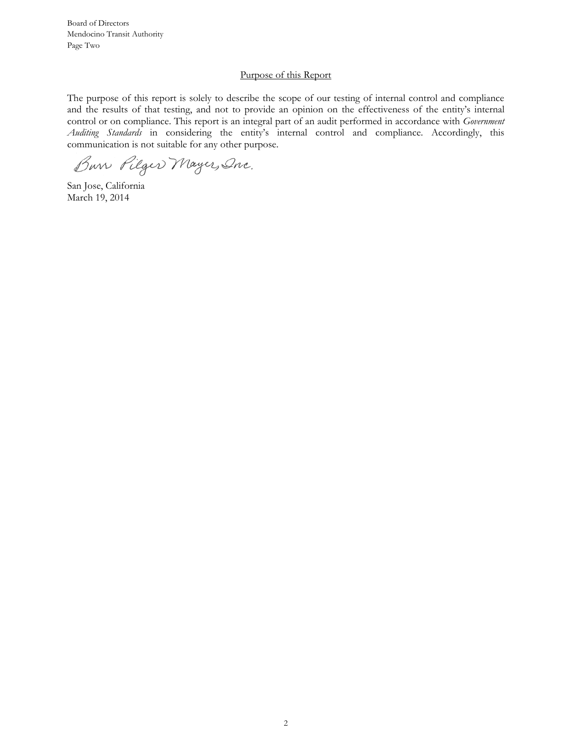Board of Directors
Mendocino Transit Authority
Page Two

## Purpose of this Report

The purpose of this report is solely to describe the scope of our testing of internal control and compliance and the results of that testing, and not to provide an opinion on the effectiveness of the entity's internal control or on compliance. This report is an integral part of an audit performed in accordance with *Government Auditing Standards* in considering the entity's internal control and compliance. Accordingly, this communication is not suitable for any other purpose.

Burr Pilger Mayer, Inc.

San Jose, California
March 19, 2014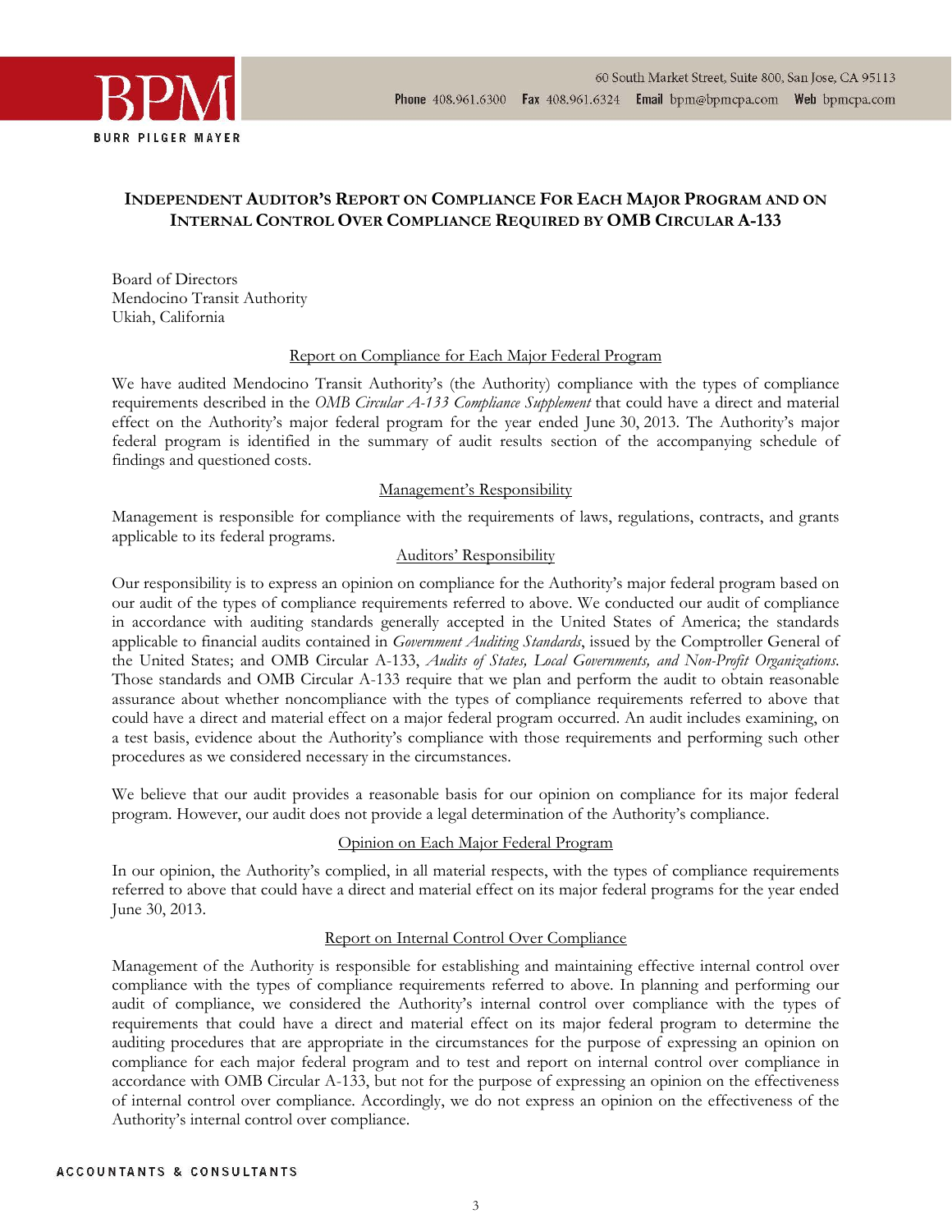BPM

BURR PILGER MAYER

60 South Market Street, Suite 800, San Jose, CA 95113
**Phone** 408.961.6300 **Fax** 408.961.6324 **Email** bpm@bpmcpa.com **Web** bpmcpa.com

## INDEPENDENT AUDITOR'S REPORT ON COMPLIANCE FOR EACH MAJOR PROGRAM AND ON INTERNAL CONTROL OVER COMPLIANCE REQUIRED BY OMB CIRCULAR A-133

Board of Directors
Mendocino Transit Authority
Ukiah, California

### Report on Compliance for Each Major Federal Program

We have audited Mendocino Transit Authority's (the Authority) compliance with the types of compliance requirements described in the *OMB Circular A-133 Compliance Supplement* that could have a direct and material effect on the Authority's major federal program for the year ended June 30, 2013. The Authority's major federal program is identified in the summary of audit results section of the accompanying schedule of findings and questioned costs.

### Management's Responsibility

Management is responsible for compliance with the requirements of laws, regulations, contracts, and grants applicable to its federal programs.

### Auditors' Responsibility

Our responsibility is to express an opinion on compliance for the Authority's major federal program based on our audit of the types of compliance requirements referred to above. We conducted our audit of compliance in accordance with auditing standards generally accepted in the United States of America; the standards applicable to financial audits contained in *Government Auditing Standards*, issued by the Comptroller General of the United States; and OMB Circular A-133, *Audits of States, Local Governments, and Non-Profit Organizations*. Those standards and OMB Circular A-133 require that we plan and perform the audit to obtain reasonable assurance about whether noncompliance with the types of compliance requirements referred to above that could have a direct and material effect on a major federal program occurred. An audit includes examining, on a test basis, evidence about the Authority's compliance with those requirements and performing such other procedures as we considered necessary in the circumstances.

We believe that our audit provides a reasonable basis for our opinion on compliance for its major federal program. However, our audit does not provide a legal determination of the Authority's compliance.

### Opinion on Each Major Federal Program

In our opinion, the Authority's complied, in all material respects, with the types of compliance requirements referred to above that could have a direct and material effect on its major federal programs for the year ended June 30, 2013.

### Report on Internal Control Over Compliance

Management of the Authority is responsible for establishing and maintaining effective internal control over compliance with the types of compliance requirements referred to above. In planning and performing our audit of compliance, we considered the Authority's internal control over compliance with the types of requirements that could have a direct and material effect on its major federal program to determine the auditing procedures that are appropriate in the circumstances for the purpose of expressing an opinion on compliance for each major federal program and to test and report on internal control over compliance in accordance with OMB Circular A-133, but not for the purpose of expressing an opinion on the effectiveness of internal control over compliance. Accordingly, we do not express an opinion on the effectiveness of the Authority's internal control over compliance.

ACCOUNTANTS & CONSULTANTS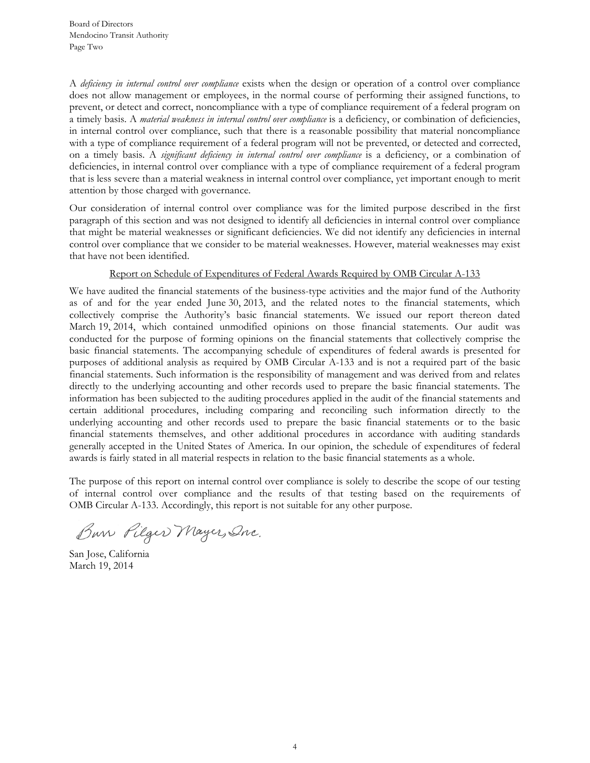A *deficiency in internal control over compliance* exists when the design or operation of a control over compliance does not allow management or employees, in the normal course of performing their assigned functions, to prevent, or detect and correct, noncompliance with a type of compliance requirement of a federal program on a timely basis. A *material weakness in internal control over compliance* is a deficiency, or combination of deficiencies, in internal control over compliance, such that there is a reasonable possibility that material noncompliance with a type of compliance requirement of a federal program will not be prevented, or detected and corrected, on a timely basis. A *significant deficiency in internal control over compliance* is a deficiency, or a combination of deficiencies, in internal control over compliance with a type of compliance requirement of a federal program that is less severe than a material weakness in internal control over compliance, yet important enough to merit attention by those charged with governance.

Our consideration of internal control over compliance was for the limited purpose described in the first paragraph of this section and was not designed to identify all deficiencies in internal control over compliance that might be material weaknesses or significant deficiencies. We did not identify any deficiencies in internal control over compliance that we consider to be material weaknesses. However, material weaknesses may exist that have not been identified.

<u>Report on Schedule of Expenditures of Federal Awards Required by OMB Circular A-133</u>

We have audited the financial statements of the business-type activities and the major fund of the Authority as of and for the year ended June 30, 2013, and the related notes to the financial statements, which collectively comprise the Authority's basic financial statements. We issued our report thereon dated March 19, 2014, which contained unmodified opinions on those financial statements. Our audit was conducted for the purpose of forming opinions on the financial statements that collectively comprise the basic financial statements. The accompanying schedule of expenditures of federal awards is presented for purposes of additional analysis as required by OMB Circular A-133 and is not a required part of the basic financial statements. Such information is the responsibility of management and was derived from and relates directly to the underlying accounting and other records used to prepare the basic financial statements. The information has been subjected to the auditing procedures applied in the audit of the financial statements and certain additional procedures, including comparing and reconciling such information directly to the underlying accounting and other records used to prepare the basic financial statements or to the basic financial statements themselves, and other additional procedures in accordance with auditing standards generally accepted in the United States of America. In our opinion, the schedule of expenditures of federal awards is fairly stated in all material respects in relation to the basic financial statements as a whole.

The purpose of this report on internal control over compliance is solely to describe the scope of our testing of internal control over compliance and the results of that testing based on the requirements of OMB Circular A-133. Accordingly, this report is not suitable for any other purpose.

Burr Pilger Mayer, Inc.

San Jose, California
March 19, 2014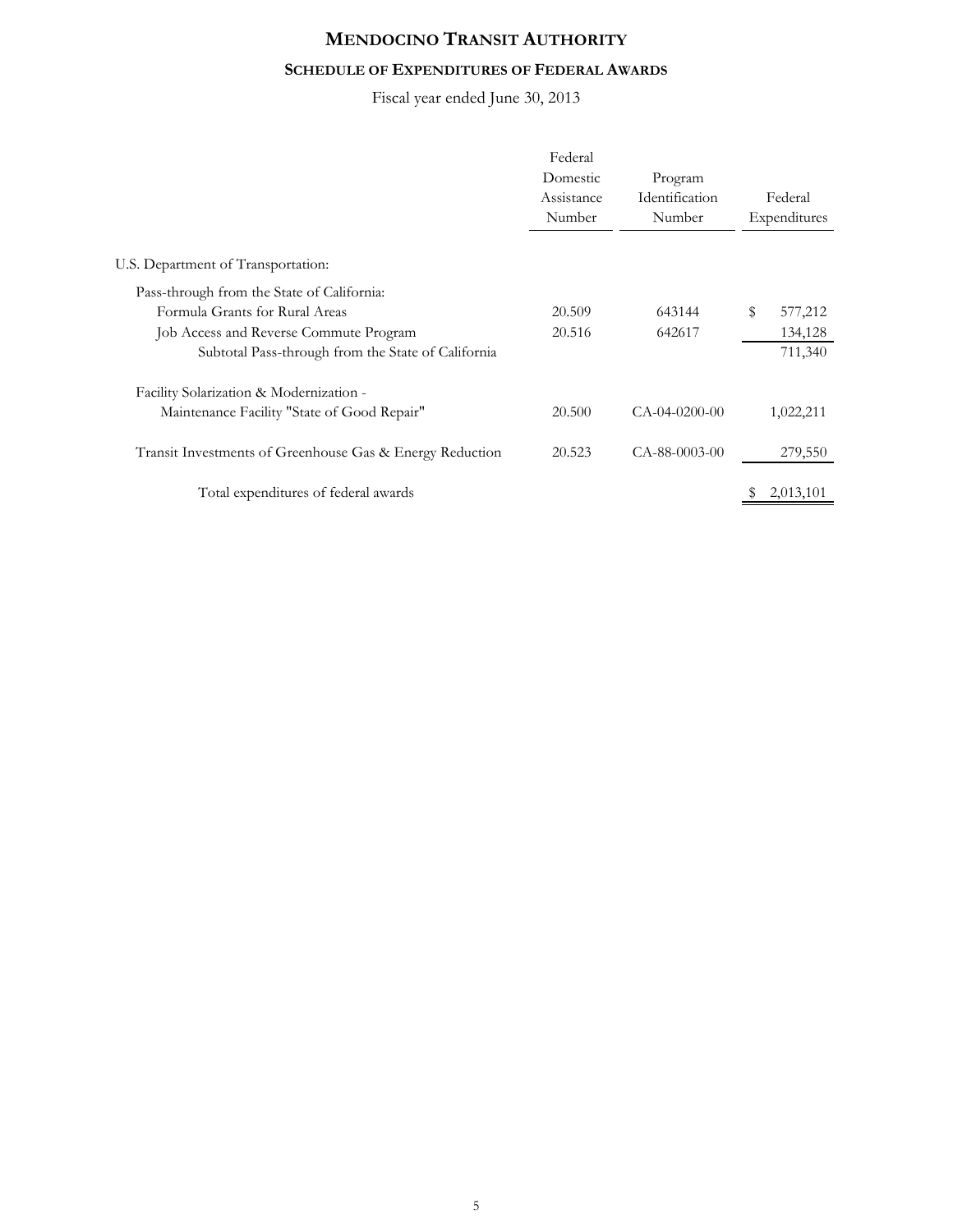# MENDOCINO TRANSIT AUTHORITY

## SCHEDULE OF EXPENDITURES OF FEDERAL AWARDS

Fiscal year ended June 30, 2013

| | Federal Domestic Assistance Number | Program Identification Number | Federal Expenditures |
|---|---|---|---|
| U.S. Department of Transportation: | | | |
| Pass-through from the State of California: | | | |
| Formula Grants for Rural Areas | 20.509 | 643144 | $ 577,212 |
| Job Access and Reverse Commute Program | 20.516 | 642617 | 134,128 |
| Subtotal Pass-through from the State of California | | | 711,340 |
| Facility Solarization & Modernization - Maintenance Facility "State of Good Repair" | 20.500 | CA-04-0200-00 | 1,022,211 |
| Transit Investments of Greenhouse Gas & Energy Reduction | 20.523 | CA-88-0003-00 | 279,550 |
| Total expenditures of federal awards | | | $ 2,013,101 |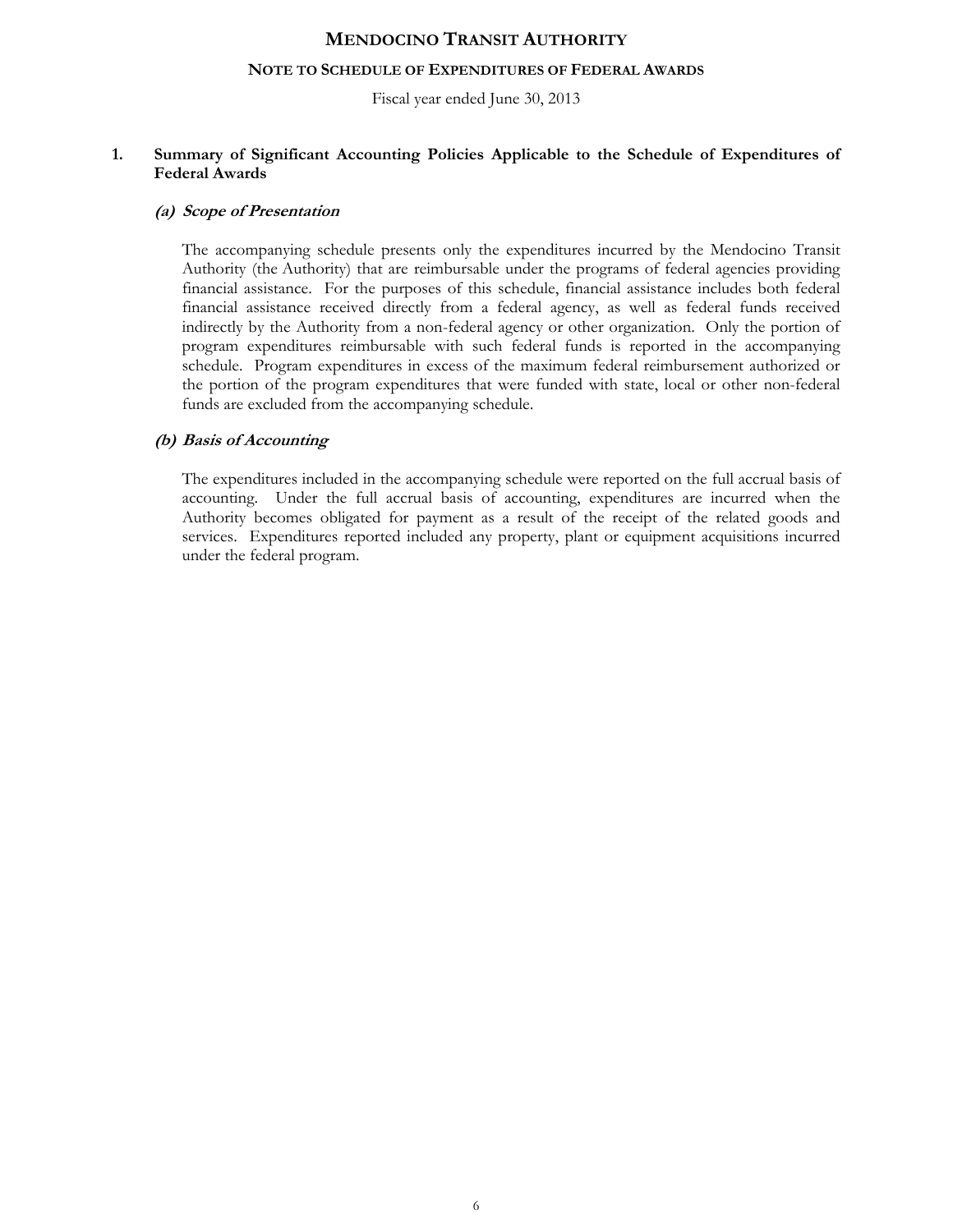# MENDOCINO TRANSIT AUTHORITY

## NOTE TO SCHEDULE OF EXPENDITURES OF FEDERAL AWARDS

Fiscal year ended June 30, 2013

### 1. Summary of Significant Accounting Policies Applicable to the Schedule of Expenditures of Federal Awards

#### *(a) Scope of Presentation*

The accompanying schedule presents only the expenditures incurred by the Mendocino Transit Authority (the Authority) that are reimbursable under the programs of federal agencies providing financial assistance. For the purposes of this schedule, financial assistance includes both federal financial assistance received directly from a federal agency, as well as federal funds received indirectly by the Authority from a non-federal agency or other organization. Only the portion of program expenditures reimbursable with such federal funds is reported in the accompanying schedule. Program expenditures in excess of the maximum federal reimbursement authorized or the portion of the program expenditures that were funded with state, local or other non-federal funds are excluded from the accompanying schedule.

#### *(b) Basis of Accounting*

The expenditures included in the accompanying schedule were reported on the full accrual basis of accounting. Under the full accrual basis of accounting, expenditures are incurred when the Authority becomes obligated for payment as a result of the receipt of the related goods and services. Expenditures reported included any property, plant or equipment acquisitions incurred under the federal program.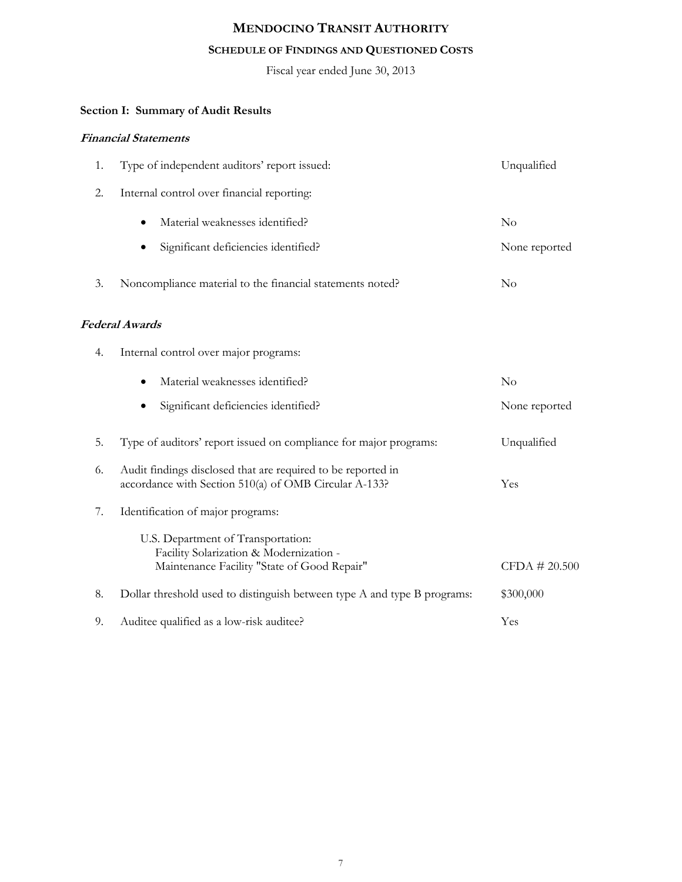# MENDOCINO TRANSIT AUTHORITY

## SCHEDULE OF FINDINGS AND QUESTIONED COSTS

Fiscal year ended June 30, 2013

### Section I: Summary of Audit Results

***Financial Statements***

| | | |
|---|---|---|
| 1. | Type of independent auditors' report issued: | Unqualified |
| 2. | Internal control over financial reporting: | |
| | • Material weaknesses identified? | No |
| | • Significant deficiencies identified? | None reported |
| 3. | Noncompliance material to the financial statements noted? | No |

***Federal Awards***

| | | |
|---|---|---|
| 4. | Internal control over major programs: | |
| | • Material weaknesses identified? | No |
| | • Significant deficiencies identified? | None reported |
| 5. | Type of auditors' report issued on compliance for major programs: | Unqualified |
| 6. | Audit findings disclosed that are required to be reported in accordance with Section 510(a) of OMB Circular A-133? | Yes |
| 7. | Identification of major programs: | |
| | U.S. Department of Transportation: Facility Solarization & Modernization - Maintenance Facility "State of Good Repair" | CFDA # 20.500 |
| 8. | Dollar threshold used to distinguish between type A and type B programs: | $300,000 |
| 9. | Auditee qualified as a low-risk auditee? | Yes |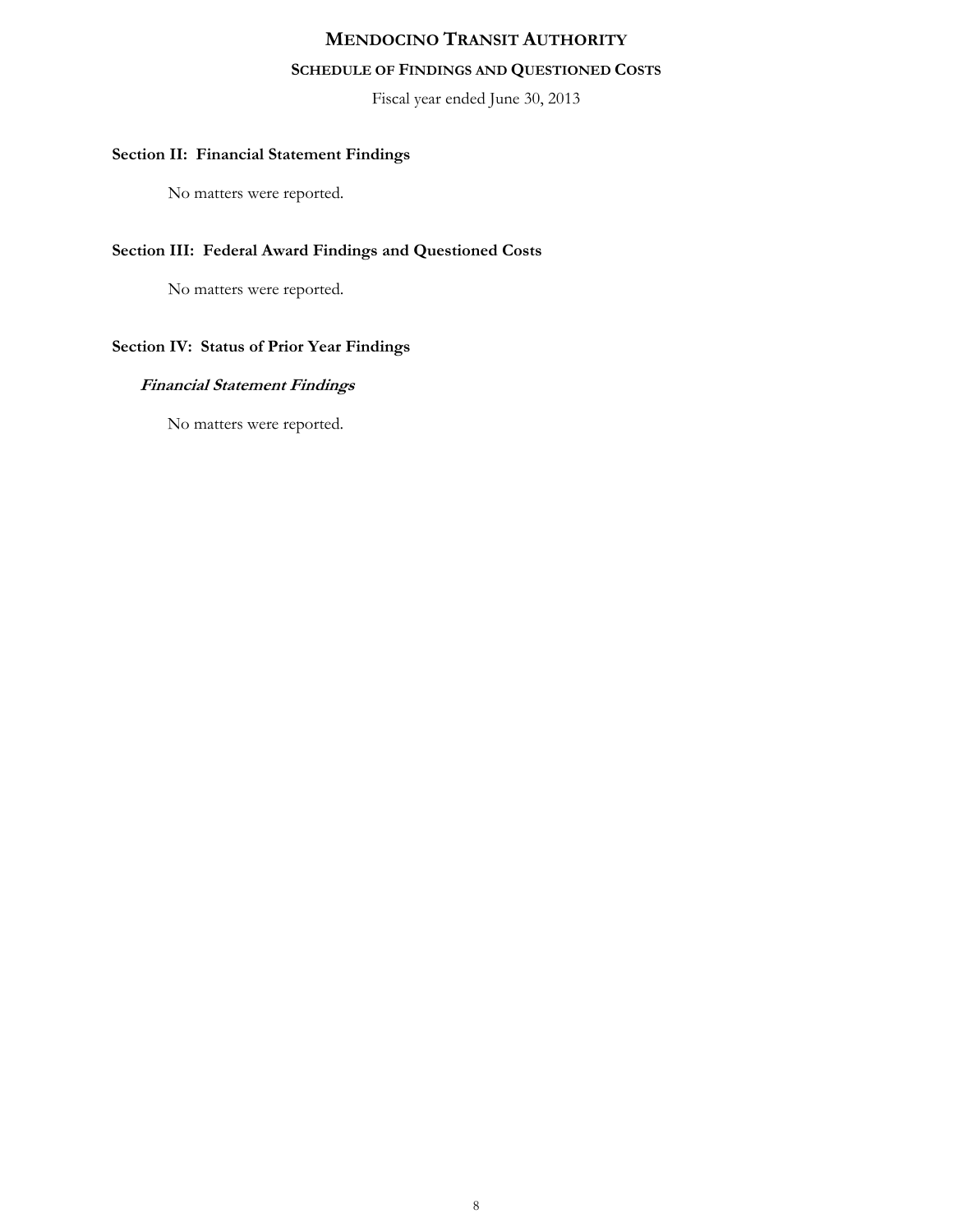# MENDOCINO TRANSIT AUTHORITY

## SCHEDULE OF FINDINGS AND QUESTIONED COSTS

Fiscal year ended June 30, 2013

### Section II: Financial Statement Findings

No matters were reported.

### Section III: Federal Award Findings and Questioned Costs

No matters were reported.

### Section IV: Status of Prior Year Findings

***Financial Statement Findings***

No matters were reported.